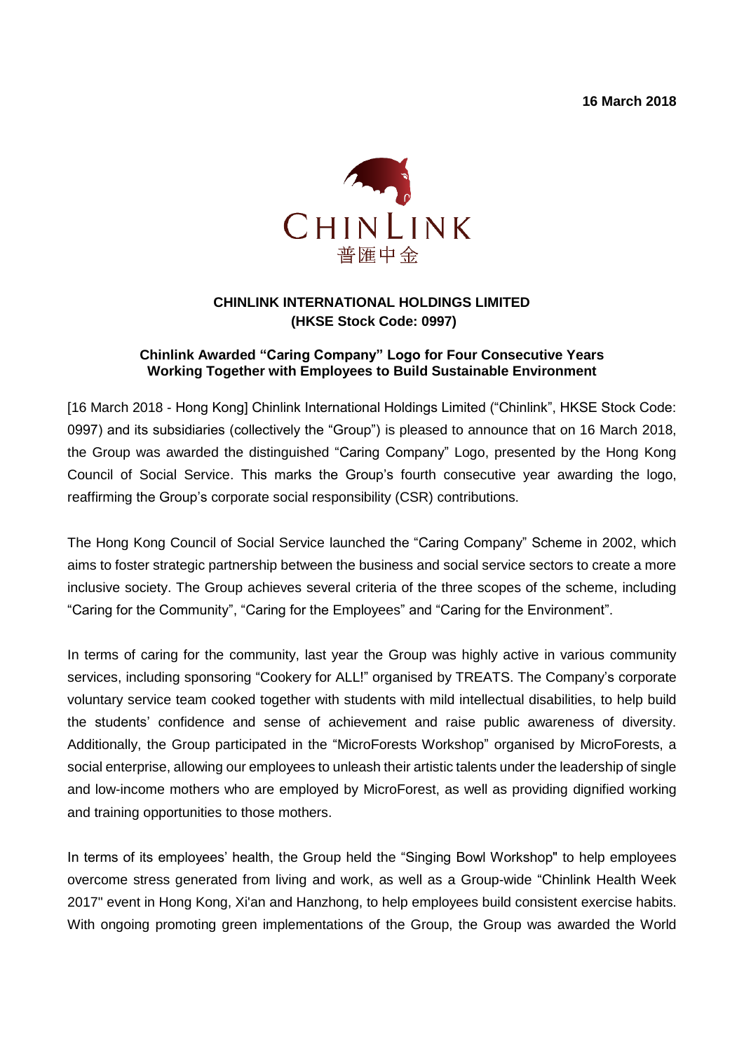**16 March 2018**

CHINLINK
普匯中金

**CHINLINK INTERNATIONAL HOLDINGS LIMITED**
**(HKSE Stock Code: 0997)**

## Chinlink Awarded "Caring Company" Logo for Four Consecutive Years Working Together with Employees to Build Sustainable Environment

[16 March 2018 - Hong Kong] Chinlink International Holdings Limited ("Chinlink", HKSE Stock Code: 0997) and its subsidiaries (collectively the "Group") is pleased to announce that on 16 March 2018, the Group was awarded the distinguished "Caring Company" Logo, presented by the Hong Kong Council of Social Service. This marks the Group's fourth consecutive year awarding the logo, reaffirming the Group's corporate social responsibility (CSR) contributions.

The Hong Kong Council of Social Service launched the "Caring Company" Scheme in 2002, which aims to foster strategic partnership between the business and social service sectors to create a more inclusive society. The Group achieves several criteria of the three scopes of the scheme, including "Caring for the Community", "Caring for the Employees" and "Caring for the Environment".

In terms of caring for the community, last year the Group was highly active in various community services, including sponsoring "Cookery for ALL!" organised by TREATS. The Company's corporate voluntary service team cooked together with students with mild intellectual disabilities, to help build the students' confidence and sense of achievement and raise public awareness of diversity. Additionally, the Group participated in the "MicroForests Workshop" organised by MicroForests, a social enterprise, allowing our employees to unleash their artistic talents under the leadership of single and low-income mothers who are employed by MicroForest, as well as providing dignified working and training opportunities to those mothers.

In terms of its employees' health, the Group held the "Singing Bowl Workshop" to help employees overcome stress generated from living and work, as well as a Group-wide "Chinlink Health Week 2017" event in Hong Kong, Xi'an and Hanzhong, to help employees build consistent exercise habits. With ongoing promoting green implementations of the Group, the Group was awarded the World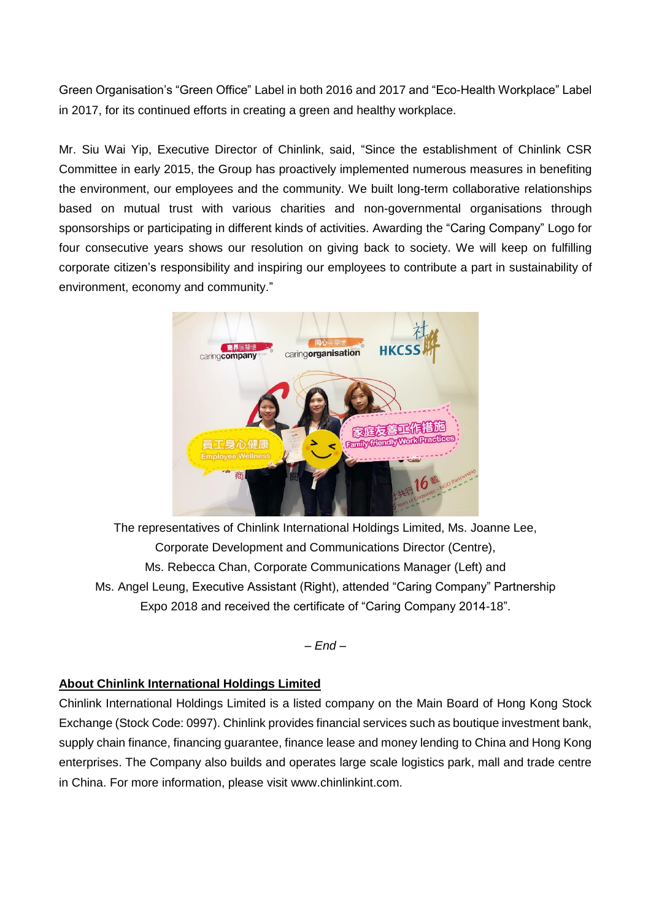Green Organisation's "Green Office" Label in both 2016 and 2017 and "Eco-Health Workplace" Label in 2017, for its continued efforts in creating a green and healthy workplace.

Mr. Siu Wai Yip, Executive Director of Chinlink, said, "Since the establishment of Chinlink CSR Committee in early 2015, the Group has proactively implemented numerous measures in benefiting the environment, our employees and the community. We built long-term collaborative relationships based on mutual trust with various charities and non-governmental organisations through sponsorships or participating in different kinds of activities. Awarding the "Caring Company" Logo for four consecutive years shows our resolution on giving back to society. We will keep on fulfilling corporate citizen's responsibility and inspiring our employees to contribute a part in sustainability of environment, economy and community."

The representatives of Chinlink International Holdings Limited, Ms. Joanne Lee, Corporate Development and Communications Director (Centre), Ms. Rebecca Chan, Corporate Communications Manager (Left) and Ms. Angel Leung, Executive Assistant (Right), attended "Caring Company" Partnership Expo 2018 and received the certificate of "Caring Company 2014-18".

*– End –*

## About Chinlink International Holdings Limited

Chinlink International Holdings Limited is a listed company on the Main Board of Hong Kong Stock Exchange (Stock Code: 0997). Chinlink provides financial services such as boutique investment bank, supply chain finance, financing guarantee, finance lease and money lending to China and Hong Kong enterprises. The Company also builds and operates large scale logistics park, mall and trade centre in China. For more information, please visit www.chinlinkint.com.